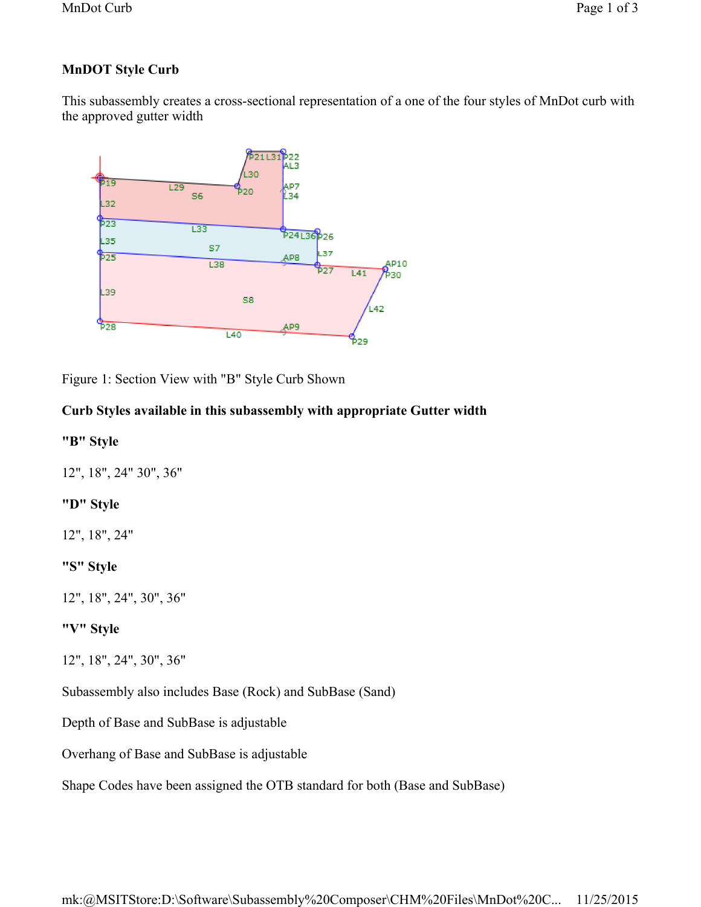**MnDOT Style Curb**

This subassembly creates a cross-sectional representation of a one of the four styles of MnDot curb with the approved gutter width

Figure 1: Section View with "B" Style Curb Shown

**Curb Styles available in this subassembly with appropriate Gutter width**

**"B" Style**

12", 18", 24" 30", 36"

**"D" Style**

12", 18", 24"

**"S" Style**

12", 18", 24", 30", 36"

**"V" Style**

12", 18", 24", 30", 36"

Subassembly also includes Base (Rock) and SubBase (Sand)

Depth of Base and SubBase is adjustable

Overhang of Base and SubBase is adjustable

Shape Codes have been assigned the OTB standard for both (Base and SubBase)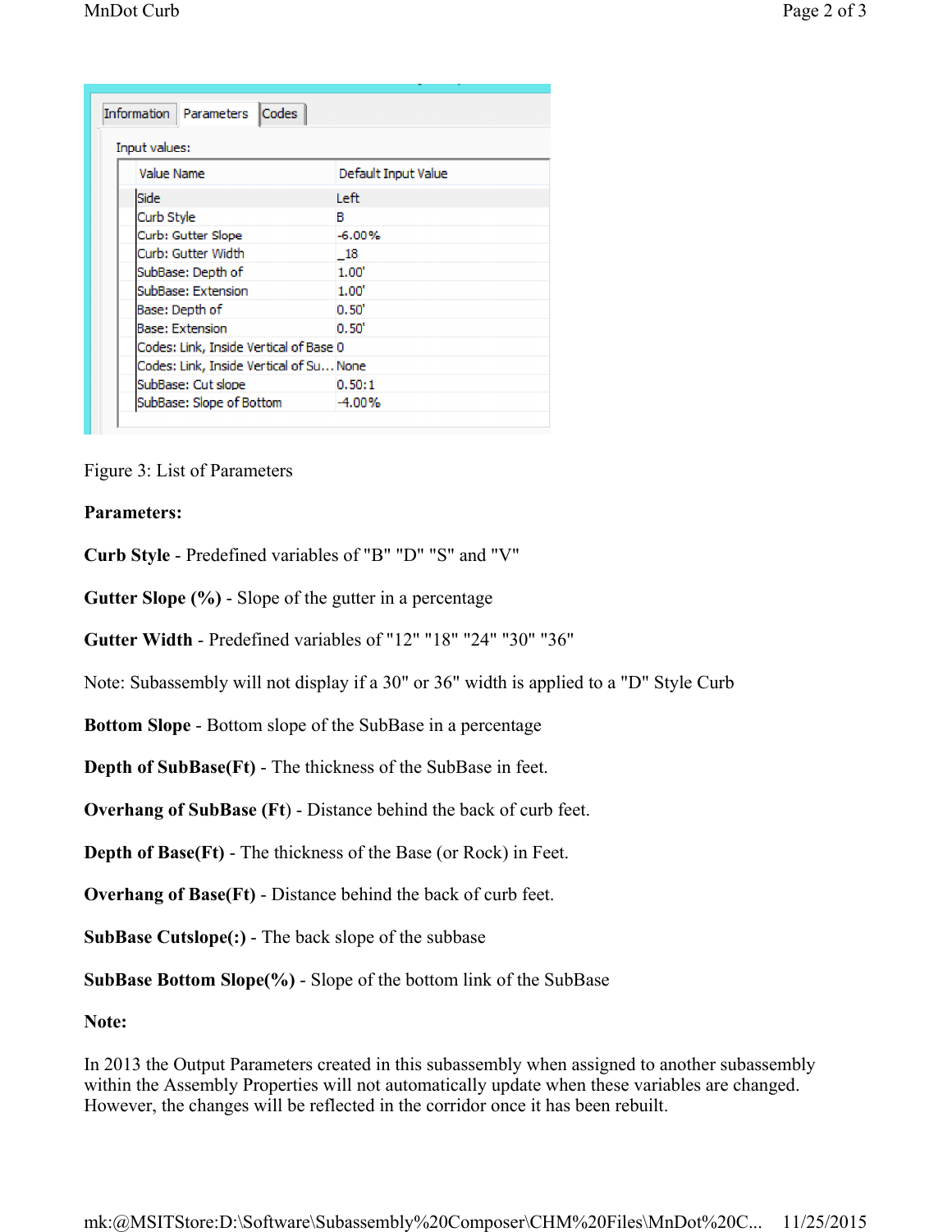| Value Name | Default Input Value |
|---|---|
| Side | Left |
| Curb Style | B |
| Curb: Gutter Slope | -6.00% |
| Curb: Gutter Width | _18 |
| SubBase: Depth of | 1.00' |
| SubBase: Extension | 1.00' |
| Base: Depth of | 0.50' |
| Base: Extension | 0.50' |
| Codes: Link, Inside Vertical of Base | 0 |
| Codes: Link, Inside Vertical of Su... | None |
| SubBase: Cut slope | 0.50:1 |
| SubBase: Slope of Bottom | -4.00% |

Figure 3: List of Parameters

**Parameters:**

**Curb Style** - Predefined variables of "B" "D" "S" and "V"

**Gutter Slope (%)** - Slope of the gutter in a percentage

**Gutter Width** - Predefined variables of "12" "18" "24" "30" "36"

Note: Subassembly will not display if a 30" or 36" width is applied to a "D" Style Curb

**Bottom Slope** - Bottom slope of the SubBase in a percentage

**Depth of SubBase(Ft)** - The thickness of the SubBase in feet.

**Overhang of SubBase (Ft)** - Distance behind the back of curb feet.

**Depth of Base(Ft)** - The thickness of the Base (or Rock) in Feet.

**Overhang of Base(Ft)** - Distance behind the back of curb feet.

**SubBase Cutslope(:)** - The back slope of the subbase

**SubBase Bottom Slope(%)** - Slope of the bottom link of the SubBase

**Note:**

In 2013 the Output Parameters created in this subassembly when assigned to another subassembly within the Assembly Properties will not automatically update when these variables are changed. However, the changes will be reflected in the corridor once it has been rebuilt.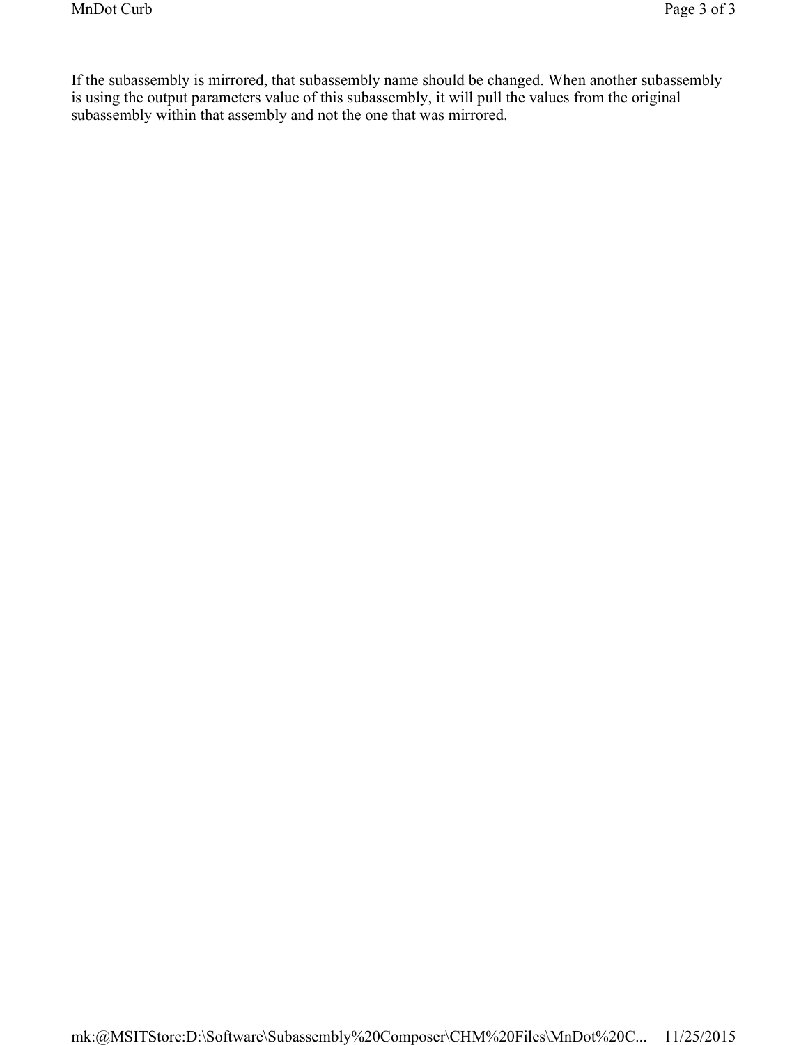If the subassembly is mirrored, that subassembly name should be changed. When another subassembly is using the output parameters value of this subassembly, it will pull the values from the original subassembly within that assembly and not the one that was mirrored.